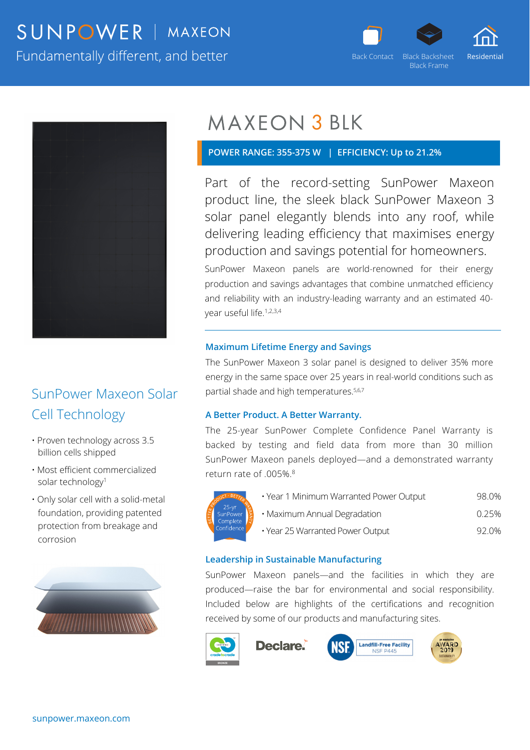SUNPOWER | MAXEON

Fundamentally different, and better

Back Contact | Black Backsheet Black Frame | Residential

# MAXEON 3 BLK

**POWER RANGE: 355-375 W | EFFICIENCY: Up to 21.2%**

Part of the record-setting SunPower Maxeon product line, the sleek black SunPower Maxeon 3 solar panel elegantly blends into any roof, while delivering leading efficiency that maximises energy production and savings potential for homeowners.

SunPower Maxeon panels are world-renowned for their energy production and savings advantages that combine unmatched efficiency and reliability with an industry-leading warranty and an estimated 40-year useful life.[1,2,3,4]

## SunPower Maxeon Solar Cell Technology

- Proven technology across 3.5 billion cells shipped
- Most efficient commercialized solar technology[1]
- Only solar cell with a solid-metal foundation, providing patented protection from breakage and corrosion

### Maximum Lifetime Energy and Savings

The SunPower Maxeon 3 solar panel is designed to deliver 35% more energy in the same space over 25 years in real-world conditions such as partial shade and high temperatures.[5,6,7]

### A Better Product. A Better Warranty.

The 25-year SunPower Complete Confidence Panel Warranty is backed by testing and field data from more than 30 million SunPower Maxeon panels deployed—and a demonstrated warranty return rate of .005%.[8]

Better Product · Better Warranty — 25-yr SunPower Complete Confidence

| | |
|---|---|
| Year 1 Minimum Warranted Power Output | 98.0% |
| Maximum Annual Degradation | 0.25% |
| Year 25 Warranted Power Output | 92.0% |

### Leadership in Sustainable Manufacturing

SunPower Maxeon panels—and the facilities in which they are produced—raise the bar for environmental and social responsibility. Included below are highlights of the certifications and recognition received by some of our products and manufacturing sites.

Cradle to Cradle Certified Bronze | Declare. | NSF Landfill-Free Facility NSF P445 | pv magazine Award 2019 Sustainability

sunpower.maxeon.com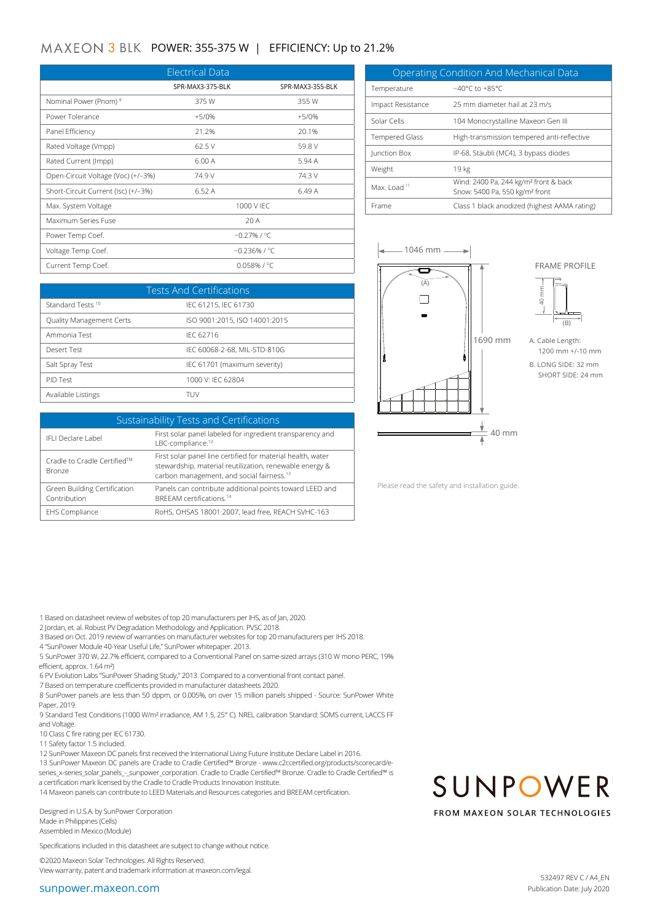# MAXEON 3 BLK POWER: 355-375 W | EFFICIENCY: Up to 21.2%

## Electrical Data

| | SPR-MAX3-375-BLK | SPR-MAX3-355-BLK |
|---|---|---|
| Nominal Power (Pnom) [9] | 375 W | 355 W |
| Power Tolerance | +5/0% | +5/0% |
| Panel Efficiency | 21.2% | 20.1% |
| Rated Voltage (Vmpp) | 62.5 V | 59.8 V |
| Rated Current (Impp) | 6.00 A | 5.94 A |
| Open-Circuit Voltage (Voc) (+/−3%) | 74.9 V | 74.3 V |
| Short-Circuit Current (Isc) (+/−3%) | 6.52 A | 6.49 A |
| Max. System Voltage | 1000 V IEC | |
| Maximum Series Fuse | 20 A | |
| Power Temp Coef. | −0.27% / °C | |
| Voltage Temp Coef. | −0.236% / °C | |
| Current Temp Coef. | 0.058% / °C | |

## Tests And Certifications

| | |
|---|---|
| Standard Tests [10] | IEC 61215, IEC 61730 |
| Quality Management Certs | ISO 9001:2015, ISO 14001:2015 |
| Ammonia Test | IEC 62716 |
| Desert Test | IEC 60068-2-68, MIL-STD-810G |
| Salt Spray Test | IEC 61701 (maximum severity) |
| PID Test | 1000 V: IEC 62804 |
| Available Listings | TUV |

## Sustainability Tests and Certifications

| | |
|---|---|
| IFLI Declare Label | First solar panel labeled for ingredient transparency and LBC-compliance.[12] |
| Cradle to Cradle Certified™ Bronze | First solar panel line certified for material health, water stewardship, material reutilization, renewable energy & carbon management, and social fairness.[13] |
| Green Building Certification Contribution | Panels can contribute additional points toward LEED and BREEAM certifications.[14] |
| EHS Compliance | RoHS, OHSAS 18001:2007, lead free, REACH SVHC-163 |

## Operating Condition And Mechanical Data

| | |
|---|---|
| Temperature | −40°C to +85°C |
| Impact Resistance | 25 mm diameter hail at 23 m/s |
| Solar Cells | 104 Monocrystalline Maxeon Gen III |
| Tempered Glass | High-transmission tempered anti-reflective |
| Junction Box | IP-68, Stäubli (MC4), 3 bypass diodes |
| Weight | 19 kg |
| Max. Load [11] | Wind: 2400 Pa, 244 kg/m² front & back<br>Snow: 5400 Pa, 550 kg/m² front |
| Frame | Class 1 black anodized (highest AAMA rating) |

1046 mm

1690 mm

40 mm

(A)

FRAME PROFILE

40 mm

(B)

A. Cable Length: 1200 mm +/-10 mm

B. LONG SIDE: 32 mm SHORT SIDE: 24 mm

Please read the safety and installation guide.

1 Based on datasheet review of websites of top 20 manufacturers per IHS, as of Jan, 2020.
2 Jordan, et. al. Robust PV Degradation Methodology and Application. PVSC 2018.
3 Based on Oct. 2019 review of warranties on manufacturer websites for top 20 manufacturers per IHS 2018.
4 "SunPower Module 40-Year Useful Life," SunPower whitepaper. 2013.
5 SunPower 370 W, 22.7% efficient, compared to a Conventional Panel on same-sized arrays (310 W mono PERC, 19% efficient, approx. 1.64 m²)
6 PV Evolution Labs "SunPower Shading Study," 2013. Compared to a conventional front contact panel.
7 Based on temperature coefficients provided in manufacturer datasheets 2020.
8 SunPower panels are less than 50 dppm, or 0.005%, on over 15 million panels shipped - Source: SunPower White Paper, 2019.
9 Standard Test Conditions (1000 W/m² irradiance, AM 1.5, 25° C). NREL calibration Standard: SOMS current, LACCS FF and Voltage.
10 Class C fire rating per IEC 61730.
11 Safety factor 1.5 included.
12 SunPower Maxeon DC panels first received the International Living Future Institute Declare Label in 2016.
13 SunPower Maxeon DC panels are Cradle to Cradle Certified™ Bronze - www.c2ccertified.org/products/scorecard/e-series_x-series_solar_panels_-_sunpower_corporation. Cradle to Cradle Certified™ Bronze. Cradle to Cradle Certified™ is a certification mark licensed by the Cradle to Cradle Products Innovation Institute.
14 Maxeon panels can contribute to LEED Materials and Resources categories and BREEAM certification.

Designed in U.S.A. by SunPower Corporation
Made in Philippines (Cells)
Assembled in Mexico (Module)

Specifications included in this datasheet are subject to change without notice.

©2020 Maxeon Solar Technologies. All Rights Reserved.
View warranty, patent and trademark information at maxeon.com/legal.

SUNPOWER
FROM MAXEON SOLAR TECHNOLOGIES

sunpower.maxeon.com

532497 REV C / A4_EN
Publication Date: July 2020